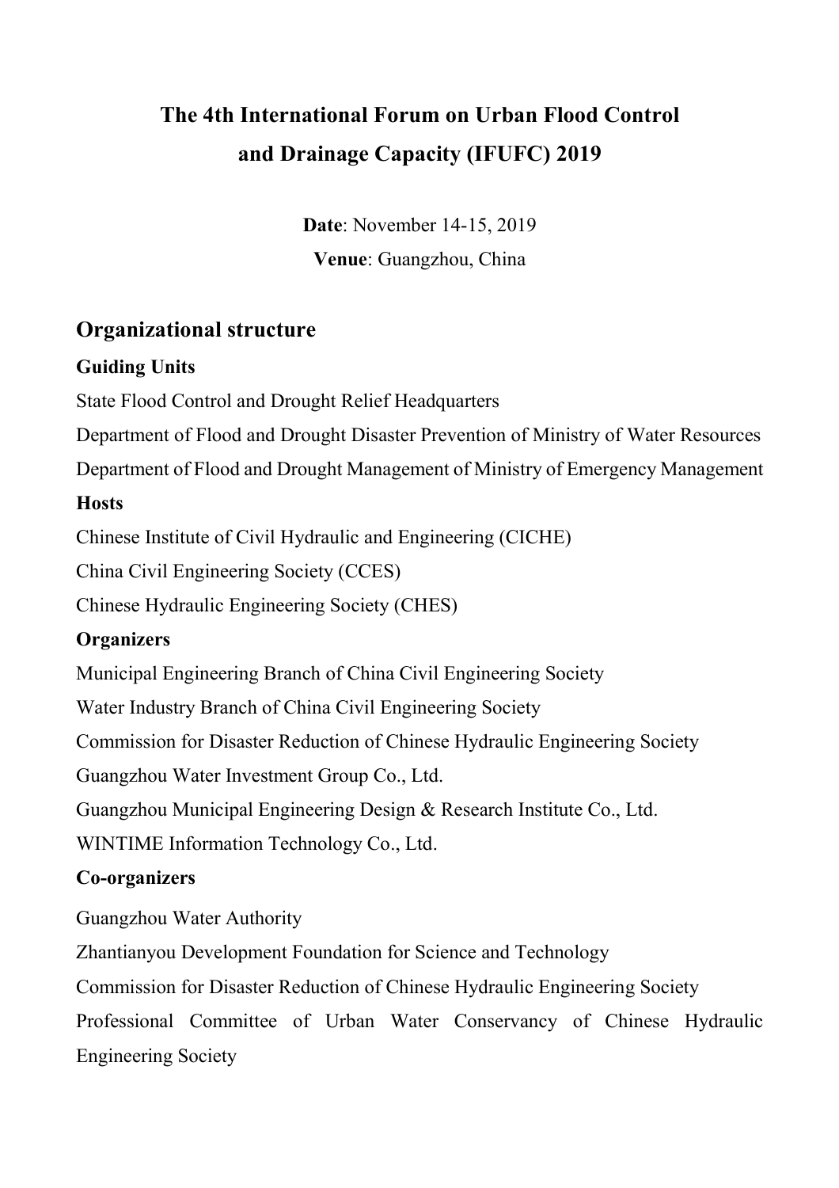# The 4th International Forum on Urban Flood Control and Drainage Capacity (IFUFC) 2019

**Date**: November 14-15, 2019

**Venue**: Guangzhou, China

## Organizational structure

### Guiding Units

State Flood Control and Drought Relief Headquarters

Department of Flood and Drought Disaster Prevention of Ministry of Water Resources

Department of Flood and Drought Management of Ministry of Emergency Management

### Hosts

Chinese Institute of Civil Hydraulic and Engineering (CICHE)

China Civil Engineering Society (CCES)

Chinese Hydraulic Engineering Society (CHES)

### Organizers

Municipal Engineering Branch of China Civil Engineering Society

Water Industry Branch of China Civil Engineering Society

Commission for Disaster Reduction of Chinese Hydraulic Engineering Society

Guangzhou Water Investment Group Co., Ltd.

Guangzhou Municipal Engineering Design & Research Institute Co., Ltd.

WINTIME Information Technology Co., Ltd.

### Co-organizers

Guangzhou Water Authority

Zhantianyou Development Foundation for Science and Technology

Commission for Disaster Reduction of Chinese Hydraulic Engineering Society

Professional Committee of Urban Water Conservancy of Chinese Hydraulic Engineering Society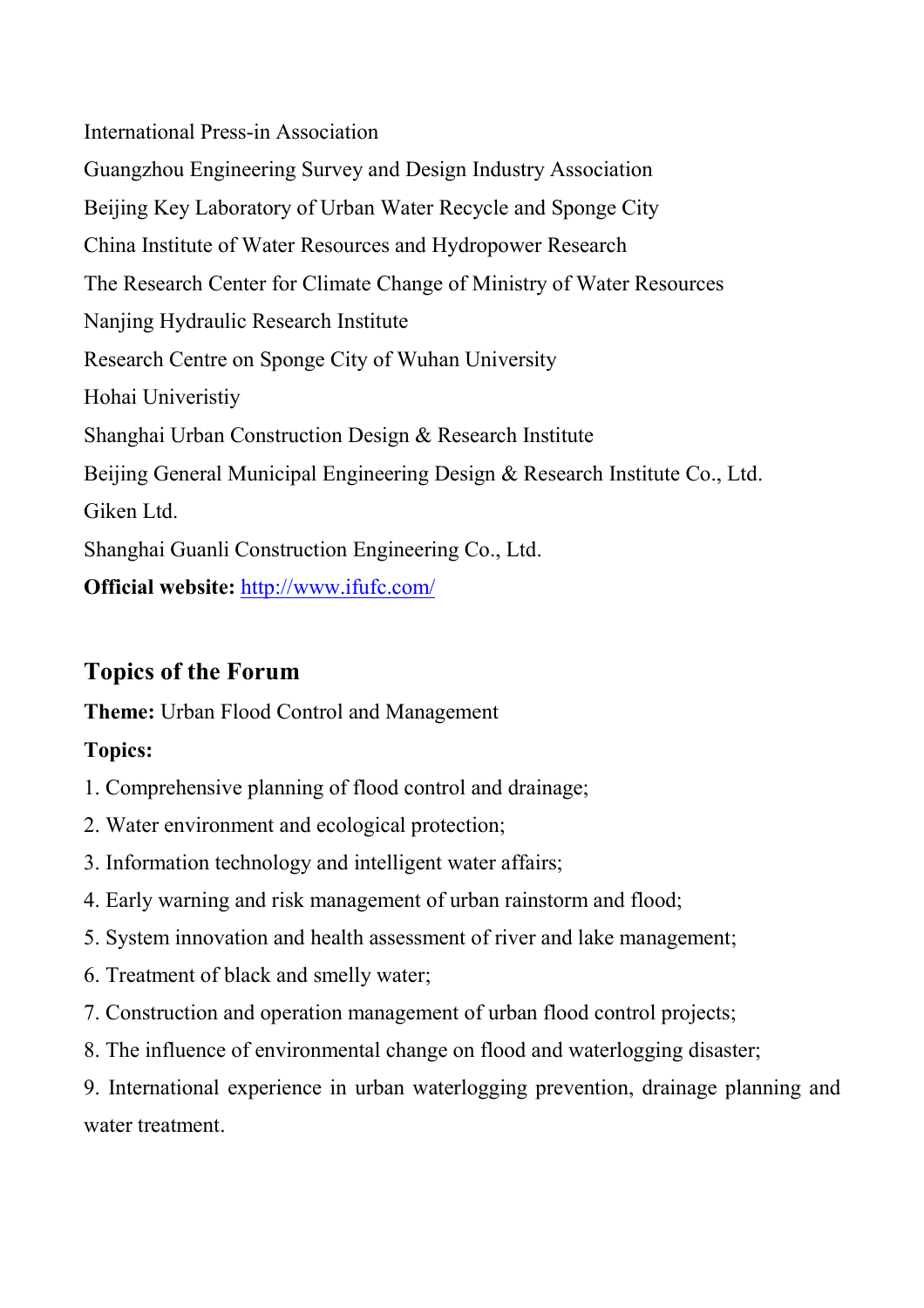International Press-in Association

Guangzhou Engineering Survey and Design Industry Association

Beijing Key Laboratory of Urban Water Recycle and Sponge City

China Institute of Water Resources and Hydropower Research

The Research Center for Climate Change of Ministry of Water Resources

Nanjing Hydraulic Research Institute

Research Centre on Sponge City of Wuhan University

Hohai Univeristiy

Shanghai Urban Construction Design & Research Institute

Beijing General Municipal Engineering Design & Research Institute Co., Ltd.

Giken Ltd.

Shanghai Guanli Construction Engineering Co., Ltd.

**Official website:** http://www.ifufc.com/

## Topics of the Forum

**Theme:** Urban Flood Control and Management

**Topics:**

1. Comprehensive planning of flood control and drainage;
2. Water environment and ecological protection;
3. Information technology and intelligent water affairs;
4. Early warning and risk management of urban rainstorm and flood;
5. System innovation and health assessment of river and lake management;
6. Treatment of black and smelly water;
7. Construction and operation management of urban flood control projects;
8. The influence of environmental change on flood and waterlogging disaster;
9. International experience in urban waterlogging prevention, drainage planning and water treatment.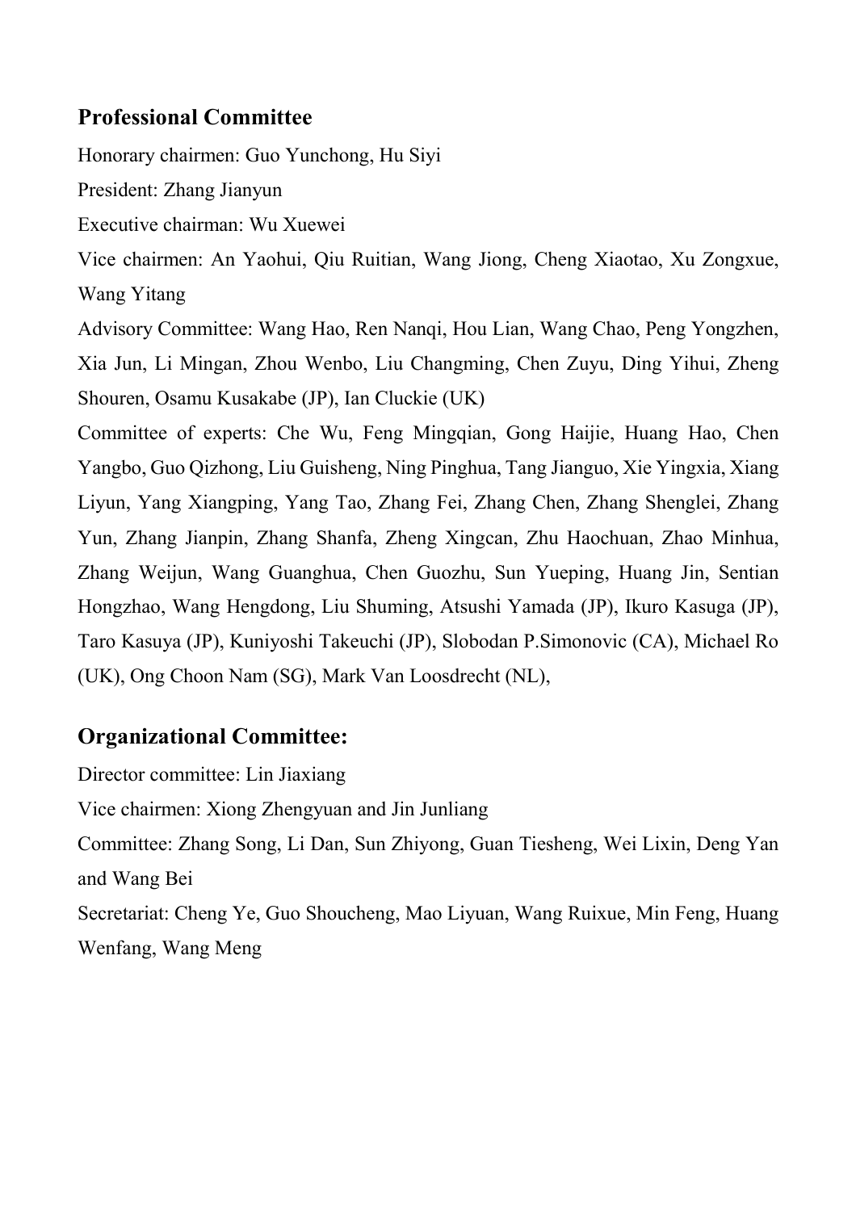## Professional Committee

Honorary chairmen: Guo Yunchong, Hu Siyi

President: Zhang Jianyun

Executive chairman: Wu Xuewei

Vice chairmen: An Yaohui, Qiu Ruitian, Wang Jiong, Cheng Xiaotao, Xu Zongxue, Wang Yitang

Advisory Committee: Wang Hao, Ren Nanqi, Hou Lian, Wang Chao, Peng Yongzhen, Xia Jun, Li Mingan, Zhou Wenbo, Liu Changming, Chen Zuyu, Ding Yihui, Zheng Shouren, Osamu Kusakabe (JP), Ian Cluckie (UK)

Committee of experts: Che Wu, Feng Mingqian, Gong Haijie, Huang Hao, Chen Yangbo, Guo Qizhong, Liu Guisheng, Ning Pinghua, Tang Jianguo, Xie Yingxia, Xiang Liyun, Yang Xiangping, Yang Tao, Zhang Fei, Zhang Chen, Zhang Shenglei, Zhang Yun, Zhang Jianpin, Zhang Shanfa, Zheng Xingcan, Zhu Haochuan, Zhao Minhua, Zhang Weijun, Wang Guanghua, Chen Guozhu, Sun Yueping, Huang Jin, Sentian Hongzhao, Wang Hengdong, Liu Shuming, Atsushi Yamada (JP), Ikuro Kasuga (JP), Taro Kasuya (JP), Kuniyoshi Takeuchi (JP), Slobodan P.Simonovic (CA), Michael Ro (UK), Ong Choon Nam (SG), Mark Van Loosdrecht (NL),

## Organizational Committee:

Director committee: Lin Jiaxiang

Vice chairmen: Xiong Zhengyuan and Jin Junliang

Committee: Zhang Song, Li Dan, Sun Zhiyong, Guan Tiesheng, Wei Lixin, Deng Yan and Wang Bei

Secretariat: Cheng Ye, Guo Shoucheng, Mao Liyuan, Wang Ruixue, Min Feng, Huang Wenfang, Wang Meng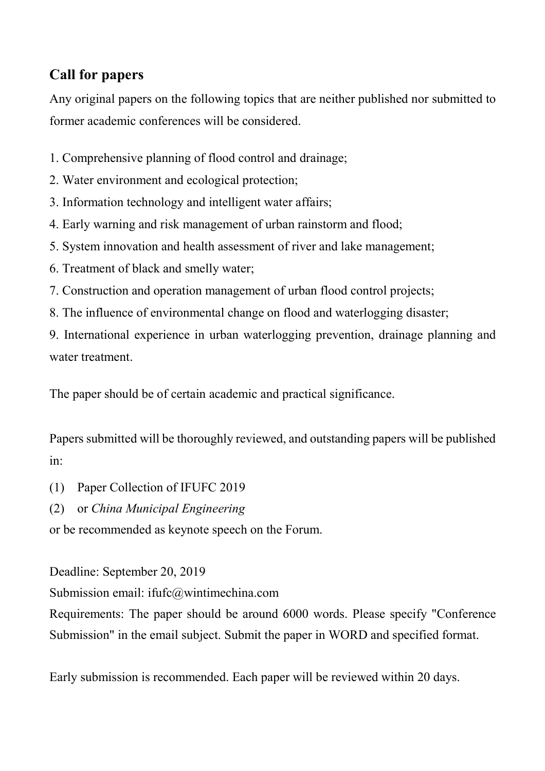## Call for papers

Any original papers on the following topics that are neither published nor submitted to former academic conferences will be considered.

1. Comprehensive planning of flood control and drainage;
2. Water environment and ecological protection;
3. Information technology and intelligent water affairs;
4. Early warning and risk management of urban rainstorm and flood;
5. System innovation and health assessment of river and lake management;
6. Treatment of black and smelly water;
7. Construction and operation management of urban flood control projects;
8. The influence of environmental change on flood and waterlogging disaster;
9. International experience in urban waterlogging prevention, drainage planning and water treatment.

The paper should be of certain academic and practical significance.

Papers submitted will be thoroughly reviewed, and outstanding papers will be published in:

(1) Paper Collection of IFUFC 2019
(2) or *China Municipal Engineering*

or be recommended as keynote speech on the Forum.

Deadline: September 20, 2019
Submission email: ifufc@wintimechina.com
Requirements: The paper should be around 6000 words. Please specify "Conference Submission" in the email subject. Submit the paper in WORD and specified format.

Early submission is recommended. Each paper will be reviewed within 20 days.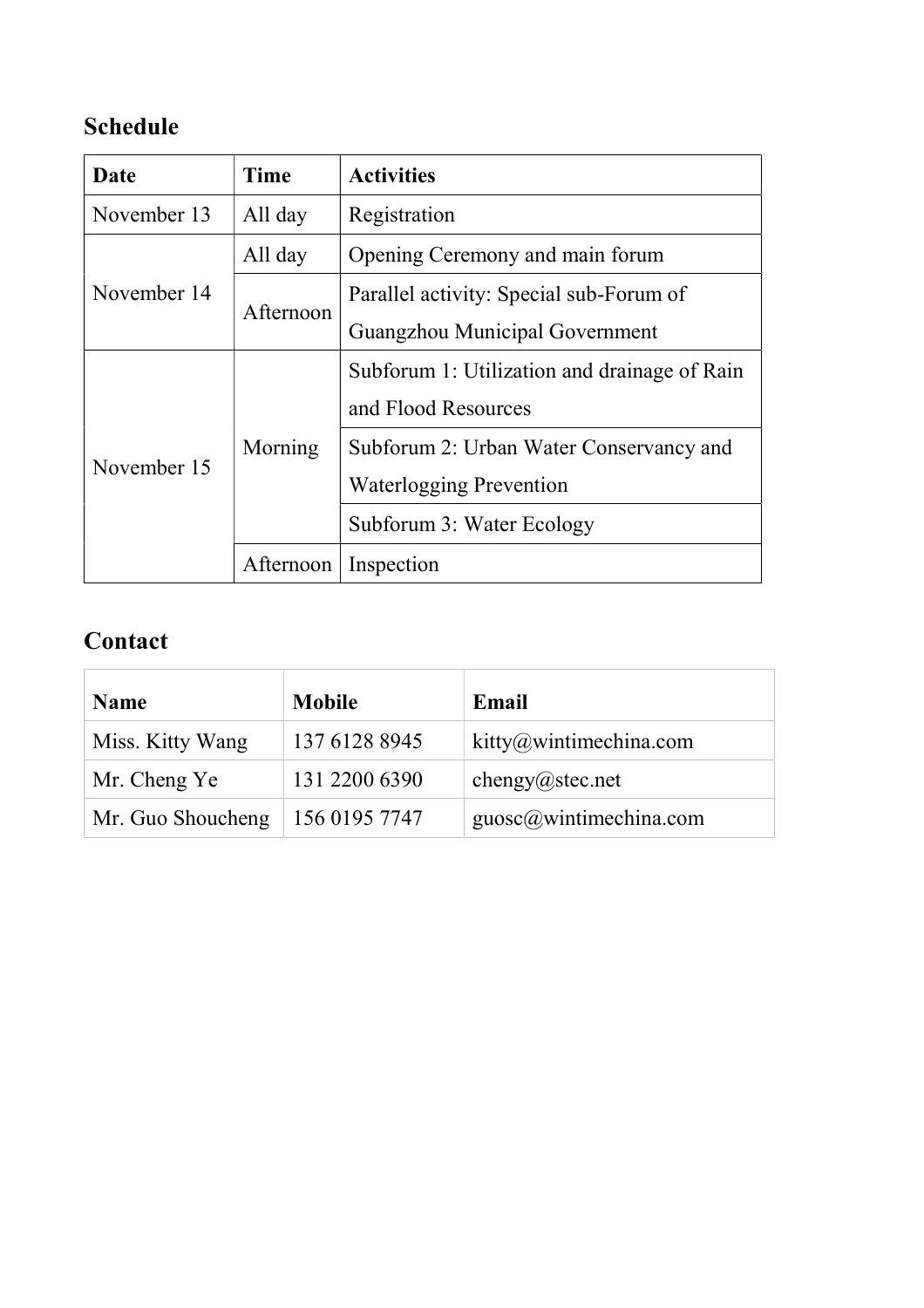## Schedule

| Date | Time | Activities |
|---|---|---|
| November 13 | All day | Registration |
| November 14 | All day | Opening Ceremony and main forum |
| | Afternoon | Parallel activity: Special sub-Forum of Guangzhou Municipal Government |
| November 15 | Morning | Subforum 1: Utilization and drainage of Rain and Flood Resources |
| | | Subforum 2: Urban Water Conservancy and Waterlogging Prevention |
| | | Subforum 3: Water Ecology |
| | Afternoon | Inspection |

## Contact

| Name | Mobile | Email |
|---|---|---|
| Miss. Kitty Wang | 137 6128 8945 | kitty@wintimechina.com |
| Mr. Cheng Ye | 131 2200 6390 | chengy@stec.net |
| Mr. Guo Shoucheng | 156 0195 7747 | guosc@wintimechina.com |